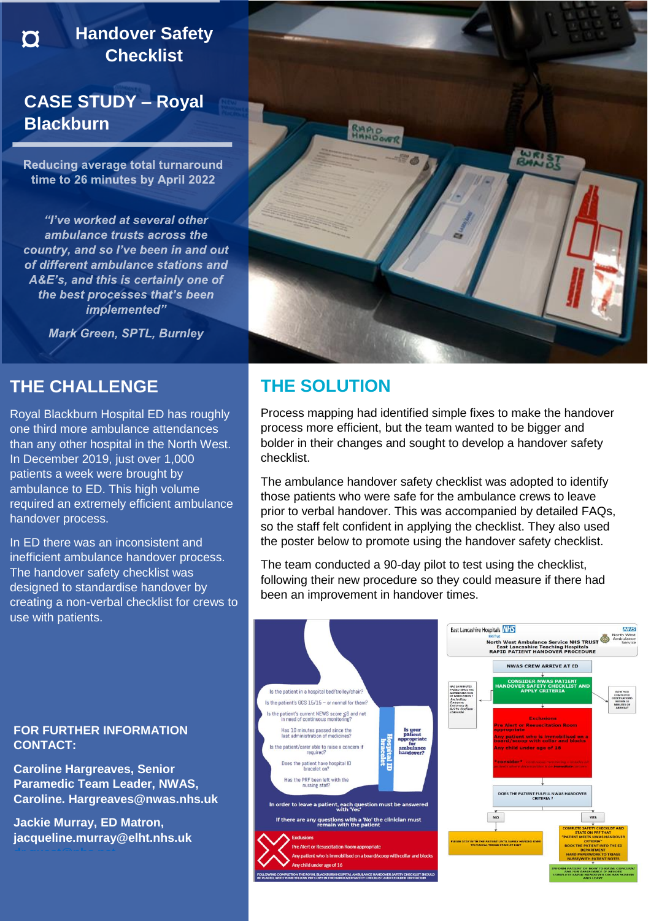# Handover Safety Checklist

## CASE STUDY – Royal Blackburn

Reducing average total turnaround time to 26 minutes by April 2022

*"I've worked at several other ambulance trusts across the country, and so I've been in and out of different ambulance stations and A&E's, and this is certainly one of the best processes that's been implemented"*

*Mark Green, SPTL, Burnley*

## THE CHALLENGE

Royal Blackburn Hospital ED has roughly one third more ambulance attendances than any other hospital in the North West. In December 2019, just over 1,000 patients a week were brought by ambulance to ED. This high volume required an extremely efficient ambulance handover process.

In ED there was an inconsistent and inefficient ambulance handover process. The handover safety checklist was designed to standardise handover by creating a non-verbal checklist for crews to use with patients.

## THE SOLUTION

Process mapping had identified simple fixes to make the handover process more efficient, but the team wanted to be bigger and bolder in their changes and sought to develop a handover safety checklist.

The ambulance handover safety checklist was adopted to identify those patients who were safe for the ambulance crews to leave prior to verbal handover. This was accompanied by detailed FAQs, so the staff felt confident in applying the checklist. They also used the poster below to promote using the handover safety checklist.

The team conducted a 90-day pilot to test using the checklist, following their new procedure so they could measure if there had been an improvement in handover times.

**FOR FURTHER INFORMATION CONTACT:**

**Caroline Hargreaves, Senior Paramedic Team Leader, NWAS, Caroline. Hargreaves@nwas.nhs.uk**

**Jackie Murray, ED Matron, jacqueline.murray@elht.nhs.uk**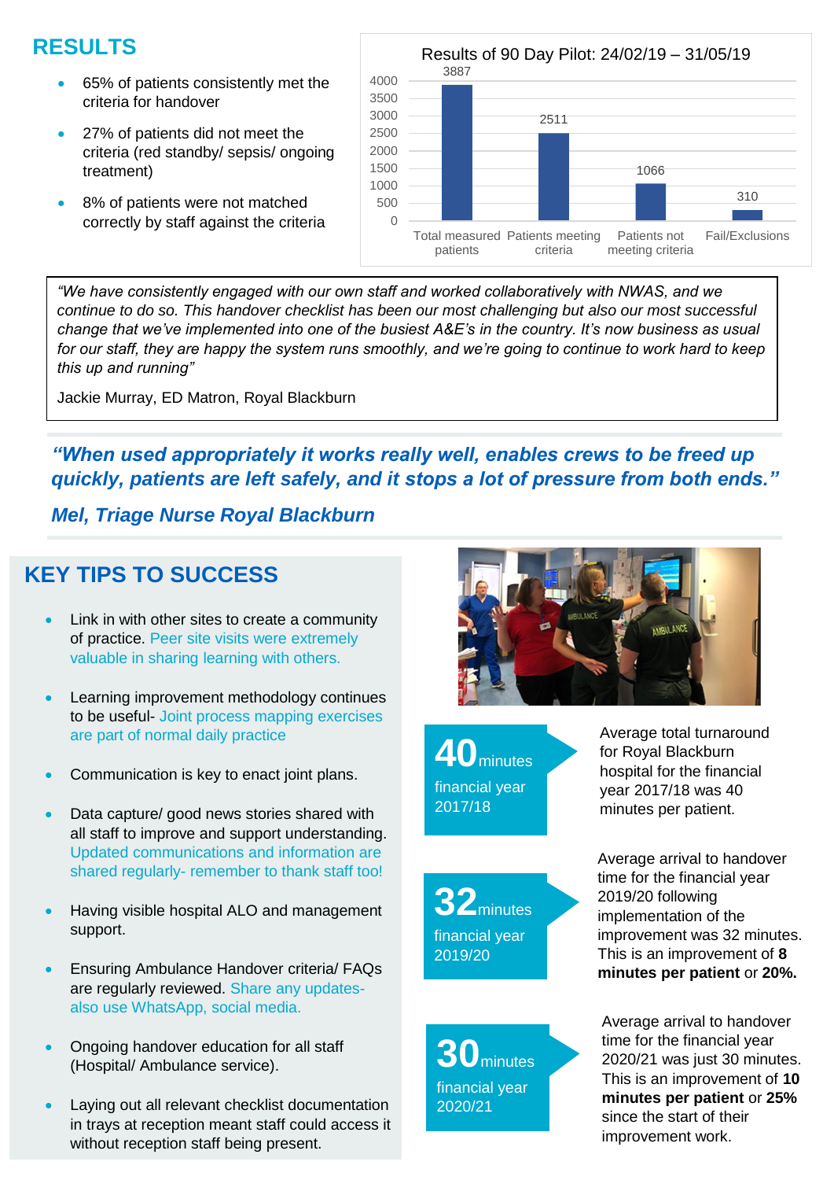## RESULTS

- 65% of patients consistently met the criteria for handover
- 27% of patients did not meet the criteria (red standby/ sepsis/ ongoing treatment)
- 8% of patients were not matched correctly by staff against the criteria

Results of 90 Day Pilot: 24/02/19 – 31/05/19

4000
3500
3000
2500
2000
1500
1000
500
0

3887
2511
1066
310

Total measured patients
Patients meeting criteria
Patients not meeting criteria
Fail/Exclusions

*"We have consistently engaged with our own staff and worked collaboratively with NWAS, and we continue to do so. This handover checklist has been our most challenging but also our most successful change that we've implemented into one of the busiest A&E's in the country. It's now business as usual for our staff, they are happy the system runs smoothly, and we're going to continue to work hard to keep this up and running"*

Jackie Murray, ED Matron, Royal Blackburn

***"When used appropriately it works really well, enables crews to be freed up quickly, patients are left safely, and it stops a lot of pressure from both ends."***

***Mel, Triage Nurse Royal Blackburn***

## KEY TIPS TO SUCCESS

- Link in with other sites to create a community of practice. Peer site visits were extremely valuable in sharing learning with others.
- Learning improvement methodology continues to be useful- Joint process mapping exercises are part of normal daily practice
- Communication is key to enact joint plans.
- Data capture/ good news stories shared with all staff to improve and support understanding. Updated communications and information are shared regularly- remember to thank staff too!
- Having visible hospital ALO and management support.
- Ensuring Ambulance Handover criteria/ FAQs are regularly reviewed. Share any updates- also use WhatsApp, social media.
- Ongoing handover education for all staff (Hospital/ Ambulance service).
- Laying out all relevant checklist documentation in trays at reception meant staff could access it without reception staff being present.

**40** minutes financial year 2017/18

Average total turnaround for Royal Blackburn hospital for the financial year 2017/18 was 40 minutes per patient.

**32** minutes financial year 2019/20

Average arrival to handover time for the financial year 2019/20 following implementation of the improvement was 32 minutes. This is an improvement of **8 minutes per patient** or **20%.**

**30** minutes financial year 2020/21

Average arrival to handover time for the financial year 2020/21 was just 30 minutes. This is an improvement of **10 minutes per patient** or **25%** since the start of their improvement work.